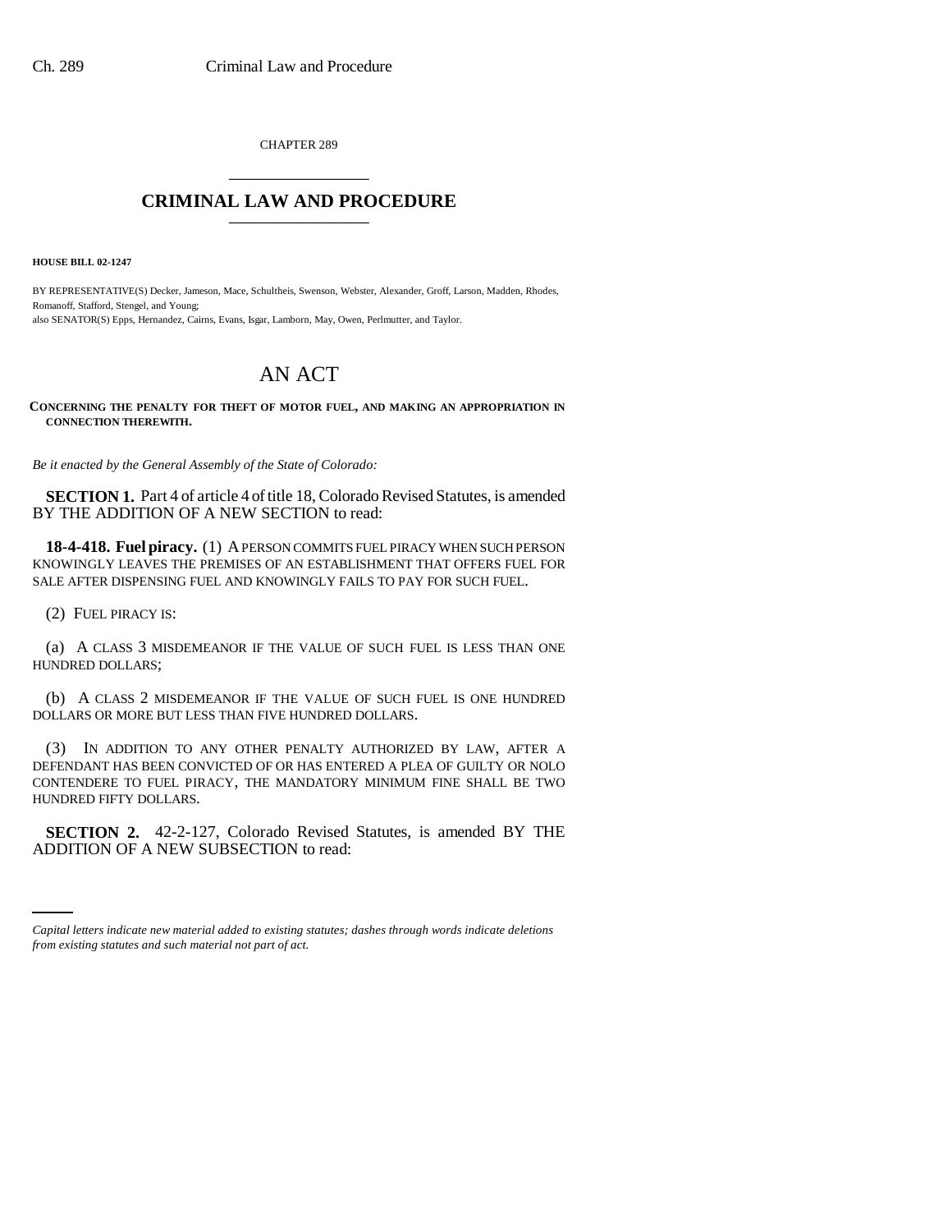CHAPTER 289

# CRIMINAL LAW AND PROCEDURE

**HOUSE BILL 02-1247**

BY REPRESENTATIVE(S) Decker, Jameson, Mace, Schultheis, Swenson, Webster, Alexander, Groff, Larson, Madden, Rhodes, Romanoff, Stafford, Stengel, and Young;
also SENATOR(S) Epps, Hernandez, Cairns, Evans, Isgar, Lamborn, May, Owen, Perlmutter, and Taylor.

# AN ACT

**CONCERNING THE PENALTY FOR THEFT OF MOTOR FUEL, AND MAKING AN APPROPRIATION IN CONNECTION THEREWITH.**

*Be it enacted by the General Assembly of the State of Colorado:*

**SECTION 1.** Part 4 of article 4 of title 18, Colorado Revised Statutes, is amended BY THE ADDITION OF A NEW SECTION to read:

**18-4-418. Fuel piracy.** (1) A PERSON COMMITS FUEL PIRACY WHEN SUCH PERSON KNOWINGLY LEAVES THE PREMISES OF AN ESTABLISHMENT THAT OFFERS FUEL FOR SALE AFTER DISPENSING FUEL AND KNOWINGLY FAILS TO PAY FOR SUCH FUEL.

(2) FUEL PIRACY IS:

(a) A CLASS 3 MISDEMEANOR IF THE VALUE OF SUCH FUEL IS LESS THAN ONE HUNDRED DOLLARS;

(b) A CLASS 2 MISDEMEANOR IF THE VALUE OF SUCH FUEL IS ONE HUNDRED DOLLARS OR MORE BUT LESS THAN FIVE HUNDRED DOLLARS.

(3) IN ADDITION TO ANY OTHER PENALTY AUTHORIZED BY LAW, AFTER A DEFENDANT HAS BEEN CONVICTED OF OR HAS ENTERED A PLEA OF GUILTY OR NOLO CONTENDERE TO FUEL PIRACY, THE MANDATORY MINIMUM FINE SHALL BE TWO HUNDRED FIFTY DOLLARS.

**SECTION 2.** 42-2-127, Colorado Revised Statutes, is amended BY THE ADDITION OF A NEW SUBSECTION to read:

*Capital letters indicate new material added to existing statutes; dashes through words indicate deletions from existing statutes and such material not part of act.*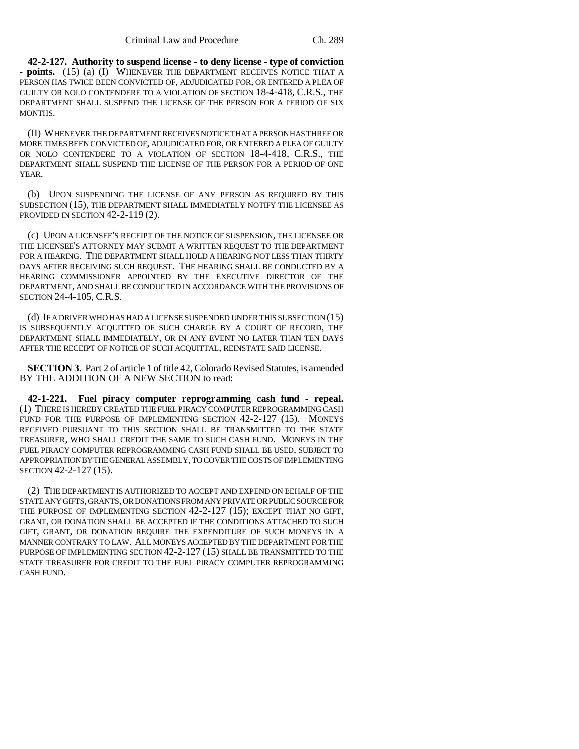**42-2-127. Authority to suspend license - to deny license - type of conviction - points.** (15) (a) (I) WHENEVER THE DEPARTMENT RECEIVES NOTICE THAT A PERSON HAS TWICE BEEN CONVICTED OF, ADJUDICATED FOR, OR ENTERED A PLEA OF GUILTY OR NOLO CONTENDERE TO A VIOLATION OF SECTION 18-4-418, C.R.S., THE DEPARTMENT SHALL SUSPEND THE LICENSE OF THE PERSON FOR A PERIOD OF SIX MONTHS.

(II) WHENEVER THE DEPARTMENT RECEIVES NOTICE THAT A PERSON HAS THREE OR MORE TIMES BEEN CONVICTED OF, ADJUDICATED FOR, OR ENTERED A PLEA OF GUILTY OR NOLO CONTENDERE TO A VIOLATION OF SECTION 18-4-418, C.R.S., THE DEPARTMENT SHALL SUSPEND THE LICENSE OF THE PERSON FOR A PERIOD OF ONE YEAR.

(b) UPON SUSPENDING THE LICENSE OF ANY PERSON AS REQUIRED BY THIS SUBSECTION (15), THE DEPARTMENT SHALL IMMEDIATELY NOTIFY THE LICENSEE AS PROVIDED IN SECTION 42-2-119 (2).

(c) UPON A LICENSEE'S RECEIPT OF THE NOTICE OF SUSPENSION, THE LICENSEE OR THE LICENSEE'S ATTORNEY MAY SUBMIT A WRITTEN REQUEST TO THE DEPARTMENT FOR A HEARING. THE DEPARTMENT SHALL HOLD A HEARING NOT LESS THAN THIRTY DAYS AFTER RECEIVING SUCH REQUEST. THE HEARING SHALL BE CONDUCTED BY A HEARING COMMISSIONER APPOINTED BY THE EXECUTIVE DIRECTOR OF THE DEPARTMENT, AND SHALL BE CONDUCTED IN ACCORDANCE WITH THE PROVISIONS OF SECTION 24-4-105, C.R.S.

(d) IF A DRIVER WHO HAS HAD A LICENSE SUSPENDED UNDER THIS SUBSECTION (15) IS SUBSEQUENTLY ACQUITTED OF SUCH CHARGE BY A COURT OF RECORD, THE DEPARTMENT SHALL IMMEDIATELY, OR IN ANY EVENT NO LATER THAN TEN DAYS AFTER THE RECEIPT OF NOTICE OF SUCH ACQUITTAL, REINSTATE SAID LICENSE.

**SECTION 3.** Part 2 of article 1 of title 42, Colorado Revised Statutes, is amended BY THE ADDITION OF A NEW SECTION to read:

**42-1-221. Fuel piracy computer reprogramming cash fund - repeal.** (1) THERE IS HEREBY CREATED THE FUEL PIRACY COMPUTER REPROGRAMMING CASH FUND FOR THE PURPOSE OF IMPLEMENTING SECTION 42-2-127 (15). MONEYS RECEIVED PURSUANT TO THIS SECTION SHALL BE TRANSMITTED TO THE STATE TREASURER, WHO SHALL CREDIT THE SAME TO SUCH CASH FUND. MONEYS IN THE FUEL PIRACY COMPUTER REPROGRAMMING CASH FUND SHALL BE USED, SUBJECT TO APPROPRIATION BY THE GENERAL ASSEMBLY, TO COVER THE COSTS OF IMPLEMENTING SECTION 42-2-127 (15).

(2) THE DEPARTMENT IS AUTHORIZED TO ACCEPT AND EXPEND ON BEHALF OF THE STATE ANY GIFTS, GRANTS, OR DONATIONS FROM ANY PRIVATE OR PUBLIC SOURCE FOR THE PURPOSE OF IMPLEMENTING SECTION 42-2-127 (15); EXCEPT THAT NO GIFT, GRANT, OR DONATION SHALL BE ACCEPTED IF THE CONDITIONS ATTACHED TO SUCH GIFT, GRANT, OR DONATION REQUIRE THE EXPENDITURE OF SUCH MONEYS IN A MANNER CONTRARY TO LAW. ALL MONEYS ACCEPTED BY THE DEPARTMENT FOR THE PURPOSE OF IMPLEMENTING SECTION 42-2-127 (15) SHALL BE TRANSMITTED TO THE STATE TREASURER FOR CREDIT TO THE FUEL PIRACY COMPUTER REPROGRAMMING CASH FUND.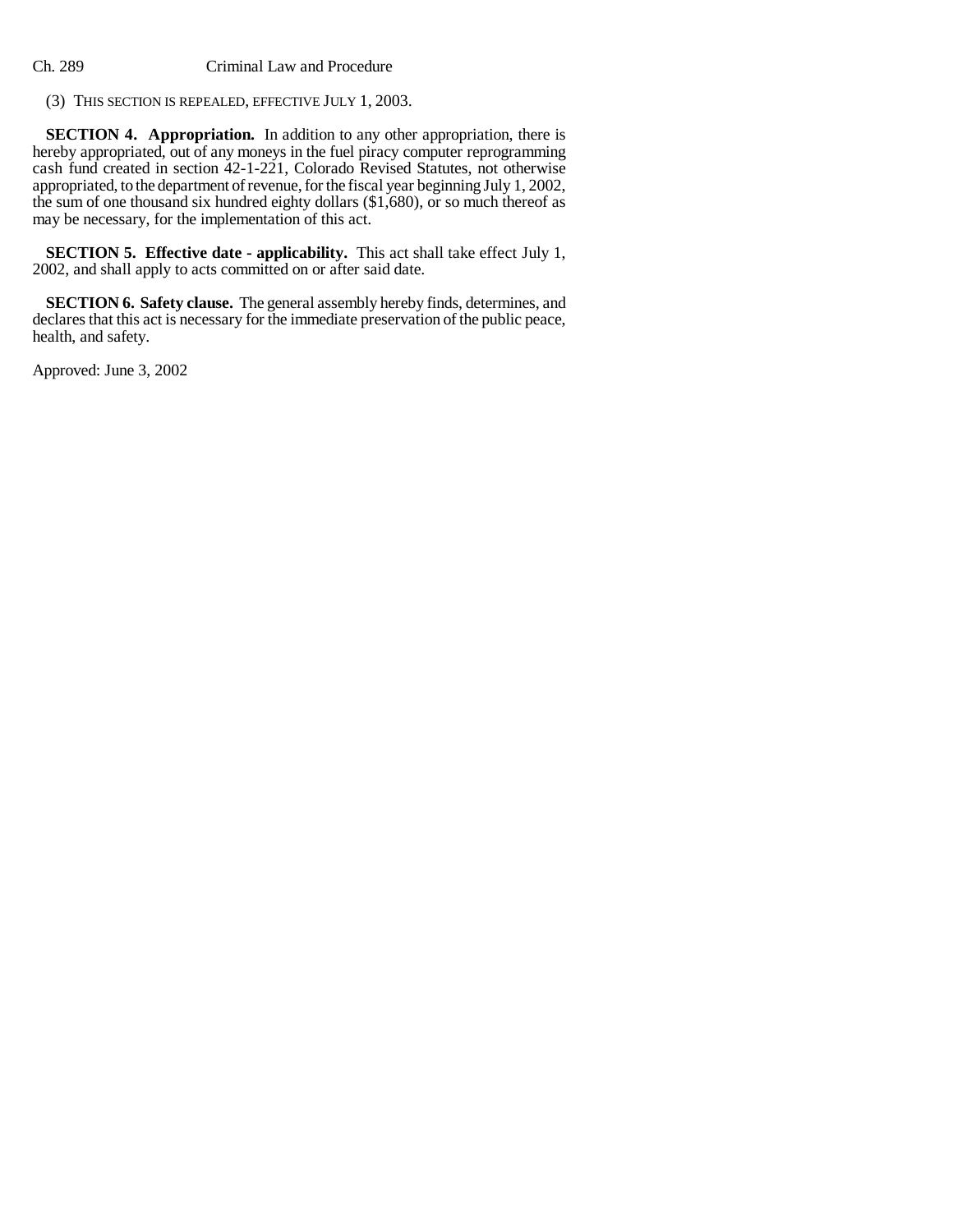(3) THIS SECTION IS REPEALED, EFFECTIVE JULY 1, 2003.

**SECTION 4. Appropriation.** In addition to any other appropriation, there is hereby appropriated, out of any moneys in the fuel piracy computer reprogramming cash fund created in section 42-1-221, Colorado Revised Statutes, not otherwise appropriated, to the department of revenue, for the fiscal year beginning July 1, 2002, the sum of one thousand six hundred eighty dollars ($1,680), or so much thereof as may be necessary, for the implementation of this act.

**SECTION 5. Effective date - applicability.** This act shall take effect July 1, 2002, and shall apply to acts committed on or after said date.

**SECTION 6. Safety clause.** The general assembly hereby finds, determines, and declares that this act is necessary for the immediate preservation of the public peace, health, and safety.

Approved: June 3, 2002